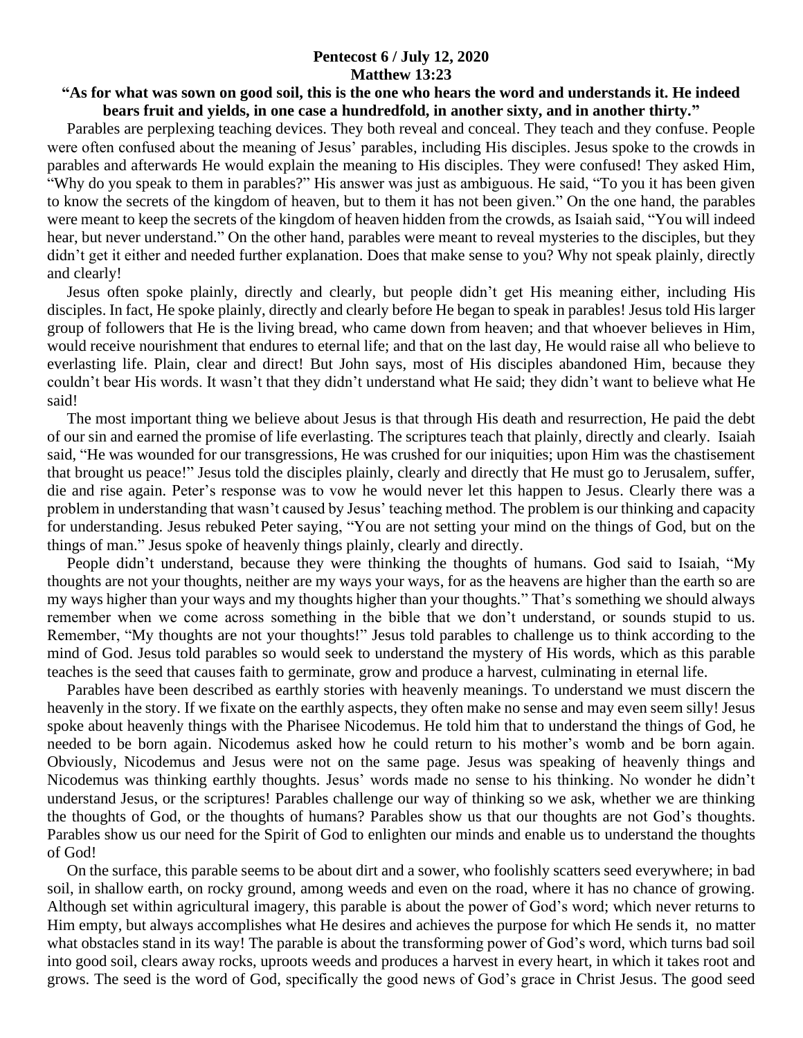**Pentecost 6 / July 12, 2020**
**Matthew 13:23**

**"As for what was sown on good soil, this is the one who hears the word and understands it. He indeed bears fruit and yields, in one case a hundredfold, in another sixty, and in another thirty."**

Parables are perplexing teaching devices. They both reveal and conceal. They teach and they confuse. People were often confused about the meaning of Jesus' parables, including His disciples. Jesus spoke to the crowds in parables and afterwards He would explain the meaning to His disciples. They were confused! They asked Him, "Why do you speak to them in parables?" His answer was just as ambiguous. He said, "To you it has been given to know the secrets of the kingdom of heaven, but to them it has not been given." On the one hand, the parables were meant to keep the secrets of the kingdom of heaven hidden from the crowds, as Isaiah said, "You will indeed hear, but never understand." On the other hand, parables were meant to reveal mysteries to the disciples, but they didn't get it either and needed further explanation. Does that make sense to you? Why not speak plainly, directly and clearly!

Jesus often spoke plainly, directly and clearly, but people didn't get His meaning either, including His disciples. In fact, He spoke plainly, directly and clearly before He began to speak in parables! Jesus told His larger group of followers that He is the living bread, who came down from heaven; and that whoever believes in Him, would receive nourishment that endures to eternal life; and that on the last day, He would raise all who believe to everlasting life. Plain, clear and direct! But John says, most of His disciples abandoned Him, because they couldn't bear His words. It wasn't that they didn't understand what He said; they didn't want to believe what He said!

The most important thing we believe about Jesus is that through His death and resurrection, He paid the debt of our sin and earned the promise of life everlasting. The scriptures teach that plainly, directly and clearly. Isaiah said, "He was wounded for our transgressions, He was crushed for our iniquities; upon Him was the chastisement that brought us peace!" Jesus told the disciples plainly, clearly and directly that He must go to Jerusalem, suffer, die and rise again. Peter's response was to vow he would never let this happen to Jesus. Clearly there was a problem in understanding that wasn't caused by Jesus' teaching method. The problem is our thinking and capacity for understanding. Jesus rebuked Peter saying, "You are not setting your mind on the things of God, but on the things of man." Jesus spoke of heavenly things plainly, clearly and directly.

People didn't understand, because they were thinking the thoughts of humans. God said to Isaiah, "My thoughts are not your thoughts, neither are my ways your ways, for as the heavens are higher than the earth so are my ways higher than your ways and my thoughts higher than your thoughts." That's something we should always remember when we come across something in the bible that we don't understand, or sounds stupid to us. Remember, "My thoughts are not your thoughts!" Jesus told parables to challenge us to think according to the mind of God. Jesus told parables so would seek to understand the mystery of His words, which as this parable teaches is the seed that causes faith to germinate, grow and produce a harvest, culminating in eternal life.

Parables have been described as earthly stories with heavenly meanings. To understand we must discern the heavenly in the story. If we fixate on the earthly aspects, they often make no sense and may even seem silly! Jesus spoke about heavenly things with the Pharisee Nicodemus. He told him that to understand the things of God, he needed to be born again. Nicodemus asked how he could return to his mother's womb and be born again. Obviously, Nicodemus and Jesus were not on the same page. Jesus was speaking of heavenly things and Nicodemus was thinking earthly thoughts. Jesus' words made no sense to his thinking. No wonder he didn't understand Jesus, or the scriptures! Parables challenge our way of thinking so we ask, whether we are thinking the thoughts of God, or the thoughts of humans? Parables show us that our thoughts are not God's thoughts. Parables show us our need for the Spirit of God to enlighten our minds and enable us to understand the thoughts of God!

On the surface, this parable seems to be about dirt and a sower, who foolishly scatters seed everywhere; in bad soil, in shallow earth, on rocky ground, among weeds and even on the road, where it has no chance of growing. Although set within agricultural imagery, this parable is about the power of God's word; which never returns to Him empty, but always accomplishes what He desires and achieves the purpose for which He sends it, no matter what obstacles stand in its way! The parable is about the transforming power of God's word, which turns bad soil into good soil, clears away rocks, uproots weeds and produces a harvest in every heart, in which it takes root and grows. The seed is the word of God, specifically the good news of God's grace in Christ Jesus. The good seed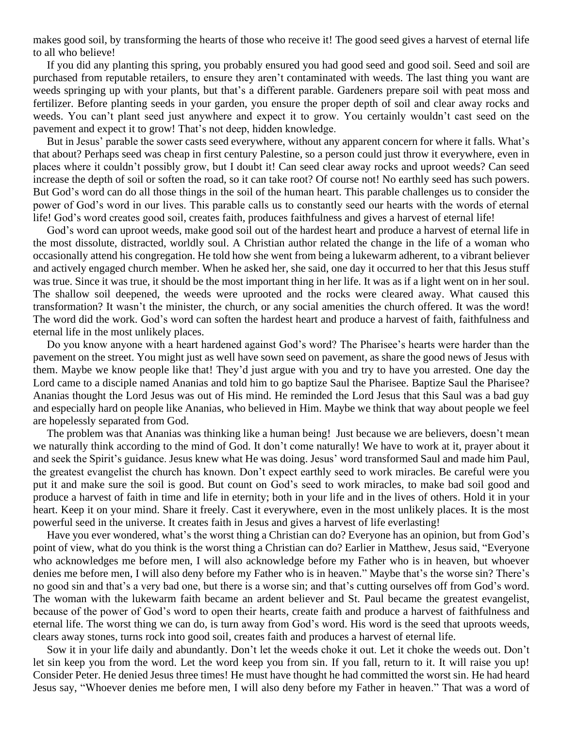makes good soil, by transforming the hearts of those who receive it! The good seed gives a harvest of eternal life to all who believe!

If you did any planting this spring, you probably ensured you had good seed and good soil. Seed and soil are purchased from reputable retailers, to ensure they aren't contaminated with weeds. The last thing you want are weeds springing up with your plants, but that's a different parable. Gardeners prepare soil with peat moss and fertilizer. Before planting seeds in your garden, you ensure the proper depth of soil and clear away rocks and weeds. You can't plant seed just anywhere and expect it to grow. You certainly wouldn't cast seed on the pavement and expect it to grow! That's not deep, hidden knowledge.

But in Jesus' parable the sower casts seed everywhere, without any apparent concern for where it falls. What's that about? Perhaps seed was cheap in first century Palestine, so a person could just throw it everywhere, even in places where it couldn't possibly grow, but I doubt it! Can seed clear away rocks and uproot weeds? Can seed increase the depth of soil or soften the road, so it can take root? Of course not! No earthly seed has such powers. But God's word can do all those things in the soil of the human heart. This parable challenges us to consider the power of God's word in our lives. This parable calls us to constantly seed our hearts with the words of eternal life! God's word creates good soil, creates faith, produces faithfulness and gives a harvest of eternal life!

God's word can uproot weeds, make good soil out of the hardest heart and produce a harvest of eternal life in the most dissolute, distracted, worldly soul. A Christian author related the change in the life of a woman who occasionally attend his congregation. He told how she went from being a lukewarm adherent, to a vibrant believer and actively engaged church member. When he asked her, she said, one day it occurred to her that this Jesus stuff was true. Since it was true, it should be the most important thing in her life. It was as if a light went on in her soul. The shallow soil deepened, the weeds were uprooted and the rocks were cleared away. What caused this transformation? It wasn't the minister, the church, or any social amenities the church offered. It was the word! The word did the work. God's word can soften the hardest heart and produce a harvest of faith, faithfulness and eternal life in the most unlikely places.

Do you know anyone with a heart hardened against God's word? The Pharisee's hearts were harder than the pavement on the street. You might just as well have sown seed on pavement, as share the good news of Jesus with them. Maybe we know people like that! They'd just argue with you and try to have you arrested. One day the Lord came to a disciple named Ananias and told him to go baptize Saul the Pharisee. Baptize Saul the Pharisee? Ananias thought the Lord Jesus was out of His mind. He reminded the Lord Jesus that this Saul was a bad guy and especially hard on people like Ananias, who believed in Him. Maybe we think that way about people we feel are hopelessly separated from God.

The problem was that Ananias was thinking like a human being! Just because we are believers, doesn't mean we naturally think according to the mind of God. It don't come naturally! We have to work at it, prayer about it and seek the Spirit's guidance. Jesus knew what He was doing. Jesus' word transformed Saul and made him Paul, the greatest evangelist the church has known. Don't expect earthly seed to work miracles. Be careful were you put it and make sure the soil is good. But count on God's seed to work miracles, to make bad soil good and produce a harvest of faith in time and life in eternity; both in your life and in the lives of others. Hold it in your heart. Keep it on your mind. Share it freely. Cast it everywhere, even in the most unlikely places. It is the most powerful seed in the universe. It creates faith in Jesus and gives a harvest of life everlasting!

Have you ever wondered, what's the worst thing a Christian can do? Everyone has an opinion, but from God's point of view, what do you think is the worst thing a Christian can do? Earlier in Matthew, Jesus said, "Everyone who acknowledges me before men, I will also acknowledge before my Father who is in heaven, but whoever denies me before men, I will also deny before my Father who is in heaven." Maybe that's the worse sin? There's no good sin and that's a very bad one, but there is a worse sin; and that's cutting ourselves off from God's word. The woman with the lukewarm faith became an ardent believer and St. Paul became the greatest evangelist, because of the power of God's word to open their hearts, create faith and produce a harvest of faithfulness and eternal life. The worst thing we can do, is turn away from God's word. His word is the seed that uproots weeds, clears away stones, turns rock into good soil, creates faith and produces a harvest of eternal life.

Sow it in your life daily and abundantly. Don't let the weeds choke it out. Let it choke the weeds out. Don't let sin keep you from the word. Let the word keep you from sin. If you fall, return to it. It will raise you up! Consider Peter. He denied Jesus three times! He must have thought he had committed the worst sin. He had heard Jesus say, "Whoever denies me before men, I will also deny before my Father in heaven." That was a word of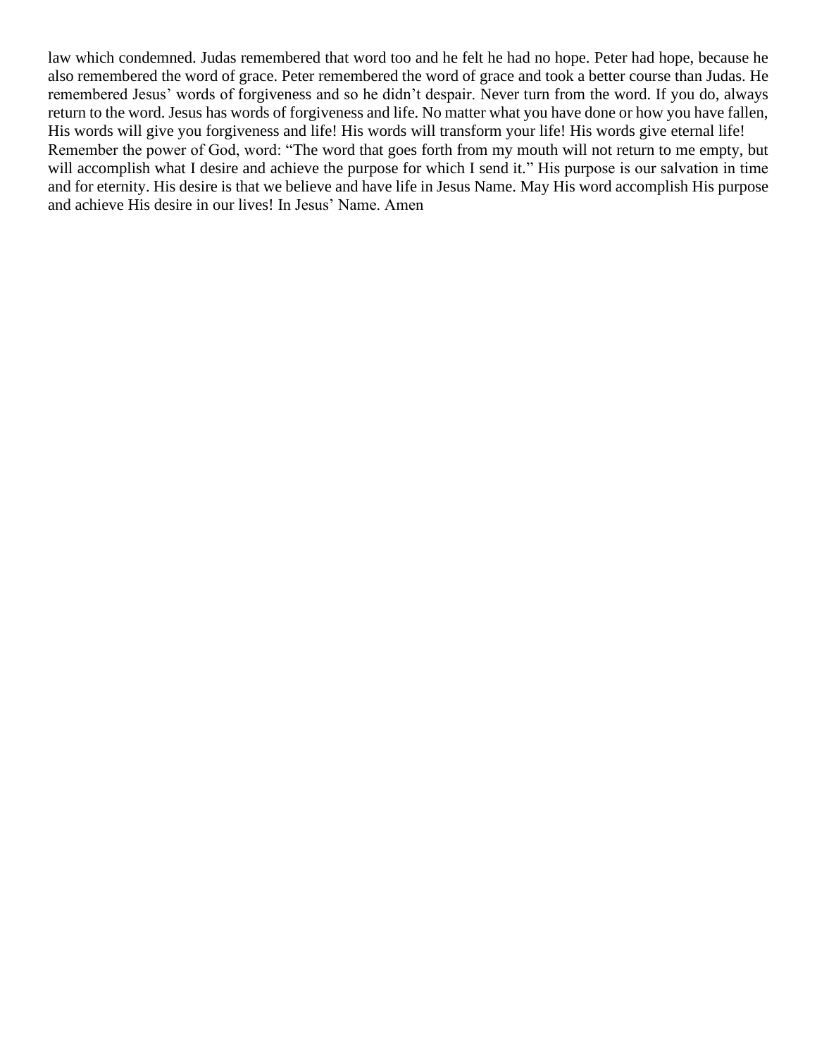law which condemned. Judas remembered that word too and he felt he had no hope. Peter had hope, because he also remembered the word of grace. Peter remembered the word of grace and took a better course than Judas. He remembered Jesus' words of forgiveness and so he didn't despair. Never turn from the word. If you do, always return to the word. Jesus has words of forgiveness and life. No matter what you have done or how you have fallen, His words will give you forgiveness and life! His words will transform your life! His words give eternal life!

Remember the power of God, word: "The word that goes forth from my mouth will not return to me empty, but will accomplish what I desire and achieve the purpose for which I send it." His purpose is our salvation in time and for eternity. His desire is that we believe and have life in Jesus Name. May His word accomplish His purpose and achieve His desire in our lives! In Jesus' Name. Amen